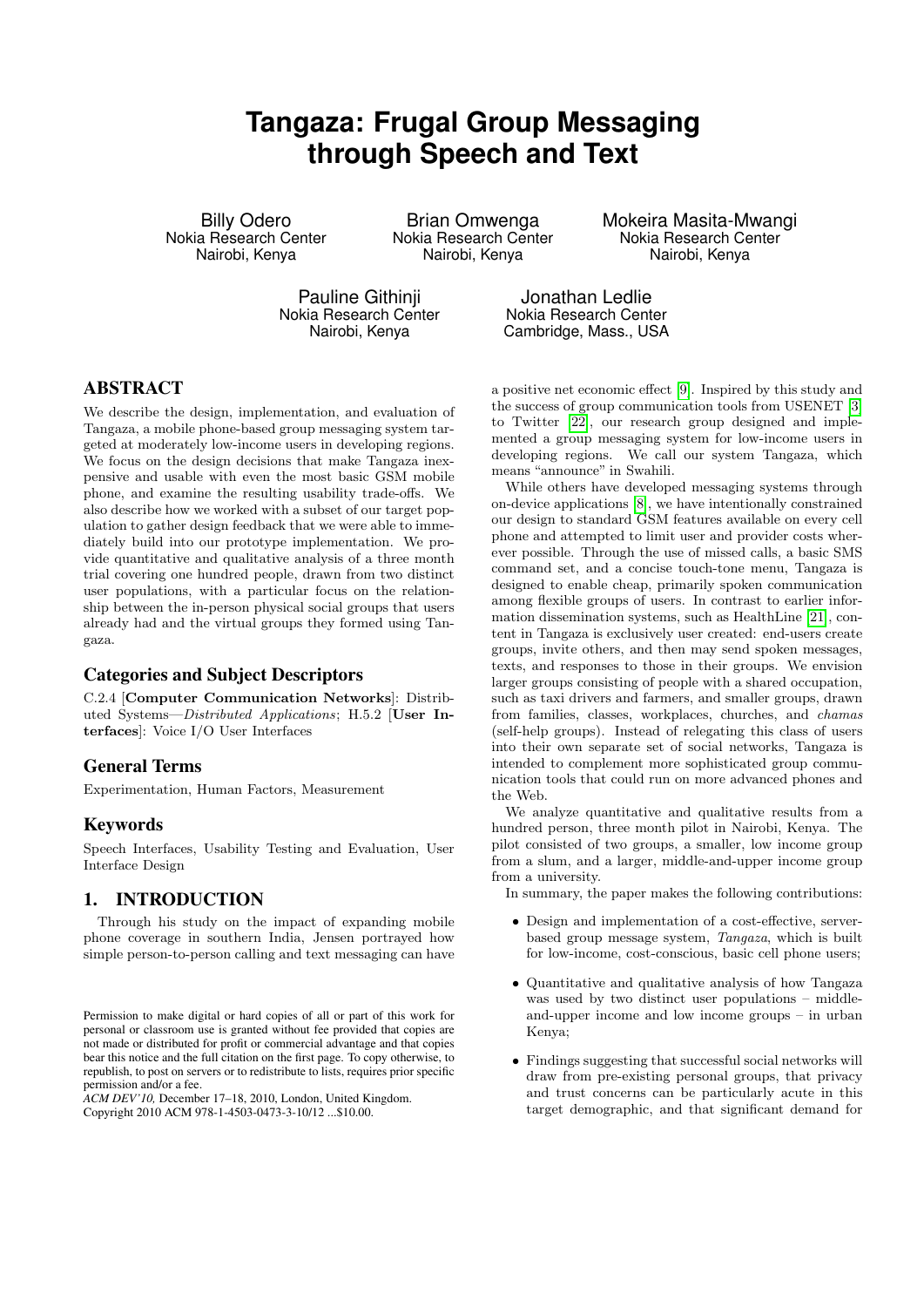# Tangaza: Frugal Group Messaging through Speech and Text

Billy Odero
Nokia Research Center
Nairobi, Kenya

Brian Omwenga
Nokia Research Center
Nairobi, Kenya

Mokeira Masita-Mwangi
Nokia Research Center
Nairobi, Kenya

Pauline Githinji
Nokia Research Center
Nairobi, Kenya

Jonathan Ledlie
Nokia Research Center
Cambridge, Mass., USA

## ABSTRACT

We describe the design, implementation, and evaluation of Tangaza, a mobile phone-based group messaging system targeted at moderately low-income users in developing regions. We focus on the design decisions that make Tangaza inexpensive and usable with even the most basic GSM mobile phone, and examine the resulting usability trade-offs. We also describe how we worked with a subset of our target population to gather design feedback that we were able to immediately build into our prototype implementation. We provide quantitative and qualitative analysis of a three month trial covering one hundred people, drawn from two distinct user populations, with a particular focus on the relationship between the in-person physical social groups that users already had and the virtual groups they formed using Tangaza.

## Categories and Subject Descriptors

C.2.4 [**Computer Communication Networks**]: Distributed Systems—*Distributed Applications*; H.5.2 [**User Interfaces**]: Voice I/O User Interfaces

## General Terms

Experimentation, Human Factors, Measurement

## Keywords

Speech Interfaces, Usability Testing and Evaluation, User Interface Design

## 1. INTRODUCTION

Through his study on the impact of expanding mobile phone coverage in southern India, Jensen portrayed how simple person-to-person calling and text messaging can have a positive net economic effect [9]. Inspired by this study and the success of group communication tools from USENET [3] to Twitter [22], our research group designed and implemented a group messaging system for low-income users in developing regions. We call our system Tangaza, which means "announce" in Swahili.

While others have developed messaging systems through on-device applications [8], we have intentionally constrained our design to standard GSM features available on every cell phone and attempted to limit user and provider costs wherever possible. Through the use of missed calls, a basic SMS command set, and a concise touch-tone menu, Tangaza is designed to enable cheap, primarily spoken communication among flexible groups of users. In contrast to earlier information dissemination systems, such as HealthLine [21], content in Tangaza is exclusively user created: end-users create groups, invite others, and then may send spoken messages, texts, and responses to those in their groups. We envision larger groups consisting of people with a shared occupation, such as taxi drivers and farmers, and smaller groups, drawn from families, classes, workplaces, churches, and *chamas* (self-help groups). Instead of relegating this class of users into their own separate set of social networks, Tangaza is intended to complement more sophisticated group communication tools that could run on more advanced phones and the Web.

We analyze quantitative and qualitative results from a hundred person, three month pilot in Nairobi, Kenya. The pilot consisted of two groups, a smaller, low income group from a slum, and a larger, middle-and-upper income group from a university.

In summary, the paper makes the following contributions:

- Design and implementation of a cost-effective, server-based group message system, *Tangaza*, which is built for low-income, cost-conscious, basic cell phone users;
- Quantitative and qualitative analysis of how Tangaza was used by two distinct user populations – middle-and-upper income and low income groups – in urban Kenya;
- Findings suggesting that successful social networks will draw from pre-existing personal groups, that privacy and trust concerns can be particularly acute in this target demographic, and that significant demand for

Permission to make digital or hard copies of all or part of this work for personal or classroom use is granted without fee provided that copies are not made or distributed for profit or commercial advantage and that copies bear this notice and the full citation on the first page. To copy otherwise, to republish, to post on servers or to redistribute to lists, requires prior specific permission and/or a fee.
*ACM DEV'10,* December 17–18, 2010, London, United Kingdom.
Copyright 2010 ACM 978-1-4503-0473-3-10/12 ...$10.00.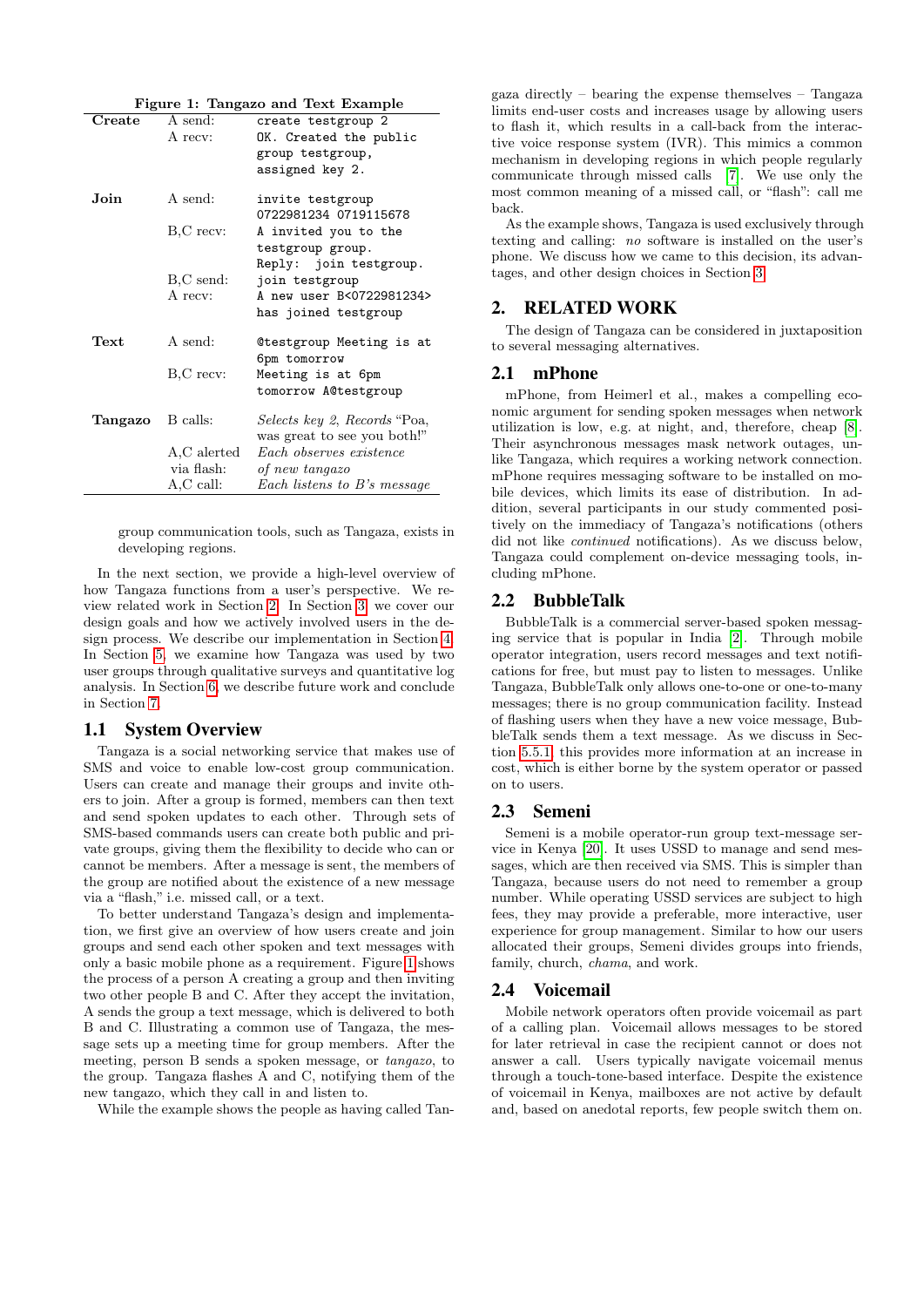**Figure 1: Tangazo and Text Example**

| | | |
|---|---|---|
| **Create** | A send: | `create testgroup 2` |
| | A recv: | `OK. Created the public group testgroup, assigned key 2.` |
| **Join** | A send: | `invite testgroup 0722981234 0719115678` |
| | B,C recv: | `A invited you to the testgroup group. Reply: join testgroup.` |
| | B,C send: | `join testgroup` |
| | A recv: | `A new user B<0722981234> has joined testgroup` |
| **Text** | A send: | `@testgroup Meeting is at 6pm tomorrow` |
| | B,C recv: | `Meeting is at 6pm tomorrow A@testgroup` |
| **Tangazo** | B calls: | *Selects key 2, Records* "Poa, was great to see you both!" |
| | A,C alerted via flash: | *Each observes existence of new tangazo* |
| | A,C call: | *Each listens to B's message* |

group communication tools, such as Tangazo, exists in developing regions.

In the next section, we provide a high-level overview of how Tangaza functions from a user's perspective. We review related work in Section 2. In Section 3, we cover our design goals and how we actively involved users in the design process. We describe our implementation in Section 4. In Section 5, we examine how Tangaza was used by two user groups through qualitative surveys and quantitative log analysis. In Section 6, we describe future work and conclude in Section 7.

## 1.1 System Overview

Tangaza is a social networking service that makes use of SMS and voice to enable low-cost group communication. Users can create and manage their groups and invite others to join. After a group is formed, members can then text and send spoken updates to each other. Through sets of SMS-based commands users can create both public and private groups, giving them the flexibility to decide who can or cannot be members. After a message is sent, the members of the group are notified about the existence of a new message via a "flash," i.e. missed call, or a text.

To better understand Tangaza's design and implementation, we first give an overview of how users create and join groups and send each other spoken and text messages with only a basic mobile phone as a requirement. Figure 1 shows the process of a person A creating a group and then inviting two other people B and C. After they accept the invitation, A sends the group a text message, which is delivered to both B and C. Illustrating a common use of Tangaza, the message sets up a meeting time for group members. After the meeting, person B sends a spoken message, or *tangazo*, to the group. Tangaza flashes A and C, notifying them of the new tangazo, which they call in and listen to.

While the example shows the people as having called Tangaza directly – bearing the expense themselves – Tangaza limits end-user costs and increases usage by allowing users to flash it, which results in a call-back from the interactive voice response system (IVR). This mimics a common mechanism in developing regions in which people regularly communicate through missed calls [7]. We use only the most common meaning of a missed call, or "flash": call me back.

As the example shows, Tangaza is used exclusively through texting and calling: *no* software is installed on the user's phone. We discuss how we came to this decision, its advantages, and other design choices in Section 3.

# 2. RELATED WORK

The design of Tangaza can be considered in juxtaposition to several messaging alternatives.

## 2.1 mPhone

mPhone, from Heimerl et al., makes a compelling economic argument for sending spoken messages when network utilization is low, e.g. at night, and, therefore, cheap [8]. Their asynchronous messages mask network outages, unlike Tangaza, which requires a working network connection. mPhone requires messaging software to be installed on mobile devices, which limits its ease of distribution. In addition, several participants in our study commented positively on the immediacy of Tangaza's notifications (others did not like *continued* notifications). As we discuss below, Tangaza could complement on-device messaging tools, including mPhone.

## 2.2 BubbleTalk

BubbleTalk is a commercial server-based spoken messaging service that is popular in India [2]. Through mobile operator integration, users record messages and text notifications for free, but must pay to listen to messages. Unlike Tangaza, BubbleTalk only allows one-to-one or one-to-many messages; there is no group communication facility. Instead of flashing users when they have a new voice message, BubbleTalk sends them a text message. As we discuss in Section 5.5.1, this provides more information at an increase in cost, which is either borne by the system operator or passed on to users.

## 2.3 Semeni

Semeni is a mobile operator-run group text-message service in Kenya [20]. It uses USSD to manage and send messages, which are then received via SMS. This is simpler than Tangaza, because users do not need to remember a group number. While operating USSD services are subject to high fees, they may provide a preferable, more interactive, user experience for group management. Similar to how our users allocated their groups, Semeni divides groups into friends, family, church, *chama*, and work.

## 2.4 Voicemail

Mobile network operators often provide voicemail as part of a calling plan. Voicemail allows messages to be stored for later retrieval in case the recipient cannot or does not answer a call. Users typically navigate voicemail menus through a touch-tone-based interface. Despite the existence of voicemail in Kenya, mailboxes are not active by default and, based on anedotal reports, few people switch them on.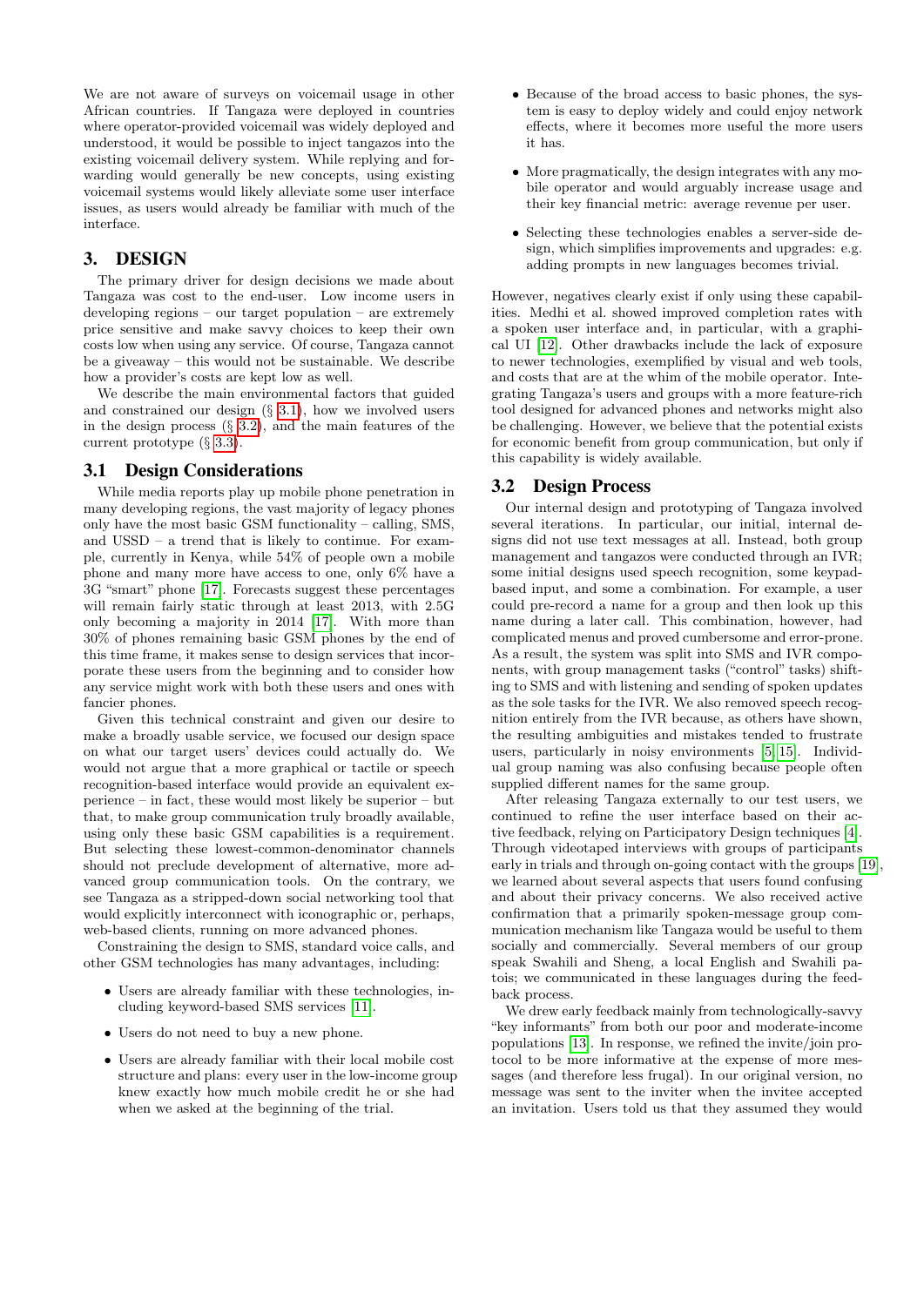We are not aware of surveys on voicemail usage in other African countries. If Tangaza were deployed in countries where operator-provided voicemail was widely deployed and understood, it would be possible to inject tangazos into the existing voicemail delivery system. While replying and forwarding would generally be new concepts, using existing voicemail systems would likely alleviate some user interface issues, as users would already be familiar with much of the interface.

## 3. DESIGN

The primary driver for design decisions we made about Tangaza was cost to the end-user. Low income users in developing regions – our target population – are extremely price sensitive and make savvy choices to keep their own costs low when using any service. Of course, Tangaza cannot be a giveaway – this would not be sustainable. We describe how a provider's costs are kept low as well.

We describe the main environmental factors that guided and constrained our design (§ 3.1), how we involved users in the design process (§ 3.2), and the main features of the current prototype (§ 3.3).

### 3.1 Design Considerations

While media reports play up mobile phone penetration in many developing regions, the vast majority of legacy phones only have the most basic GSM functionality – calling, SMS, and USSD – a trend that is likely to continue. For example, currently in Kenya, while 54% of people own a mobile phone and many more have access to one, only 6% have a 3G "smart" phone [17]. Forecasts suggest these percentages will remain fairly static through at least 2013, with 2.5G only becoming a majority in 2014 [17]. With more than 30% of phones remaining basic GSM phones by the end of this time frame, it makes sense to design services that incorporate these users from the beginning and to consider how any service might work with both these users and ones with fancier phones.

Given this technical constraint and given our desire to make a broadly usable service, we focused our design space on what our target users' devices could actually do. We would not argue that a more graphical or tactile or speech recognition-based interface would provide an equivalent experience – in fact, these would most likely be superior – but that, to make group communication truly broadly available, using only these basic GSM capabilities is a requirement. But selecting these lowest-common-denominator channels should not preclude development of alternative, more advanced group communication tools. On the contrary, we see Tangaza as a stripped-down social networking tool that would explicitly interconnect with iconographic or, perhaps, web-based clients, running on more advanced phones.

Constraining the design to SMS, standard voice calls, and other GSM technologies has many advantages, including:

- Users are already familiar with these technologies, including keyword-based SMS services [11].
- Users do not need to buy a new phone.
- Users are already familiar with their local mobile cost structure and plans: every user in the low-income group knew exactly how much mobile credit he or she had when we asked at the beginning of the trial.
- Because of the broad access to basic phones, the system is easy to deploy widely and could enjoy network effects, where it becomes more useful the more users it has.
- More pragmatically, the design integrates with any mobile operator and would arguably increase usage and their key financial metric: average revenue per user.
- Selecting these technologies enables a server-side design, which simplifies improvements and upgrades: e.g. adding prompts in new languages becomes trivial.

However, negatives clearly exist if only using these capabilities. Medhi et al. showed improved completion rates with a spoken user interface and, in particular, with a graphical UI [12]. Other drawbacks include the lack of exposure to newer technologies, exemplified by visual and web tools, and costs that are at the whim of the mobile operator. Integrating Tangaza's users and groups with a more feature-rich tool designed for advanced phones and networks might also be challenging. However, we believe that the potential exists for economic benefit from group communication, but only if this capability is widely available.

### 3.2 Design Process

Our internal design and prototyping of Tangaza involved several iterations. In particular, our initial, internal designs did not use text messages at all. Instead, both group management and tangazos were conducted through an IVR; some initial designs used speech recognition, some keypad-based input, and some a combination. For example, a user could pre-record a name for a group and then look up this name during a later call. This combination, however, had complicated menus and proved cumbersome and error-prone. As a result, the system was split into SMS and IVR components, with group management tasks ("control" tasks) shifting to SMS and with listening and sending of spoken updates as the sole tasks for the IVR. We also removed speech recognition entirely from the IVR because, as others have shown, the resulting ambiguities and mistakes tended to frustrate users, particularly in noisy environments [5, 15]. Individual group naming was also confusing because people often supplied different names for the same group.

After releasing Tangaza externally to our test users, we continued to refine the user interface based on their active feedback, relying on Participatory Design techniques [4]. Through videotaped interviews with groups of participants early in trials and through on-going contact with the groups [19], we learned about several aspects that users found confusing and about their privacy concerns. We also received active confirmation that a primarily spoken-message group communication mechanism like Tangaza would be useful to them socially and commercially. Several members of our group speak Swahili and Sheng, a local English and Swahili patois; we communicated in these languages during the feedback process.

We drew early feedback mainly from technologically-savvy "key informants" from both our poor and moderate-income populations [13]. In response, we refined the invite/join protocol to be more informative at the expense of more messages (and therefore less frugal). In our original version, no message was sent to the inviter when the invitee accepted an invitation. Users told us that they assumed they would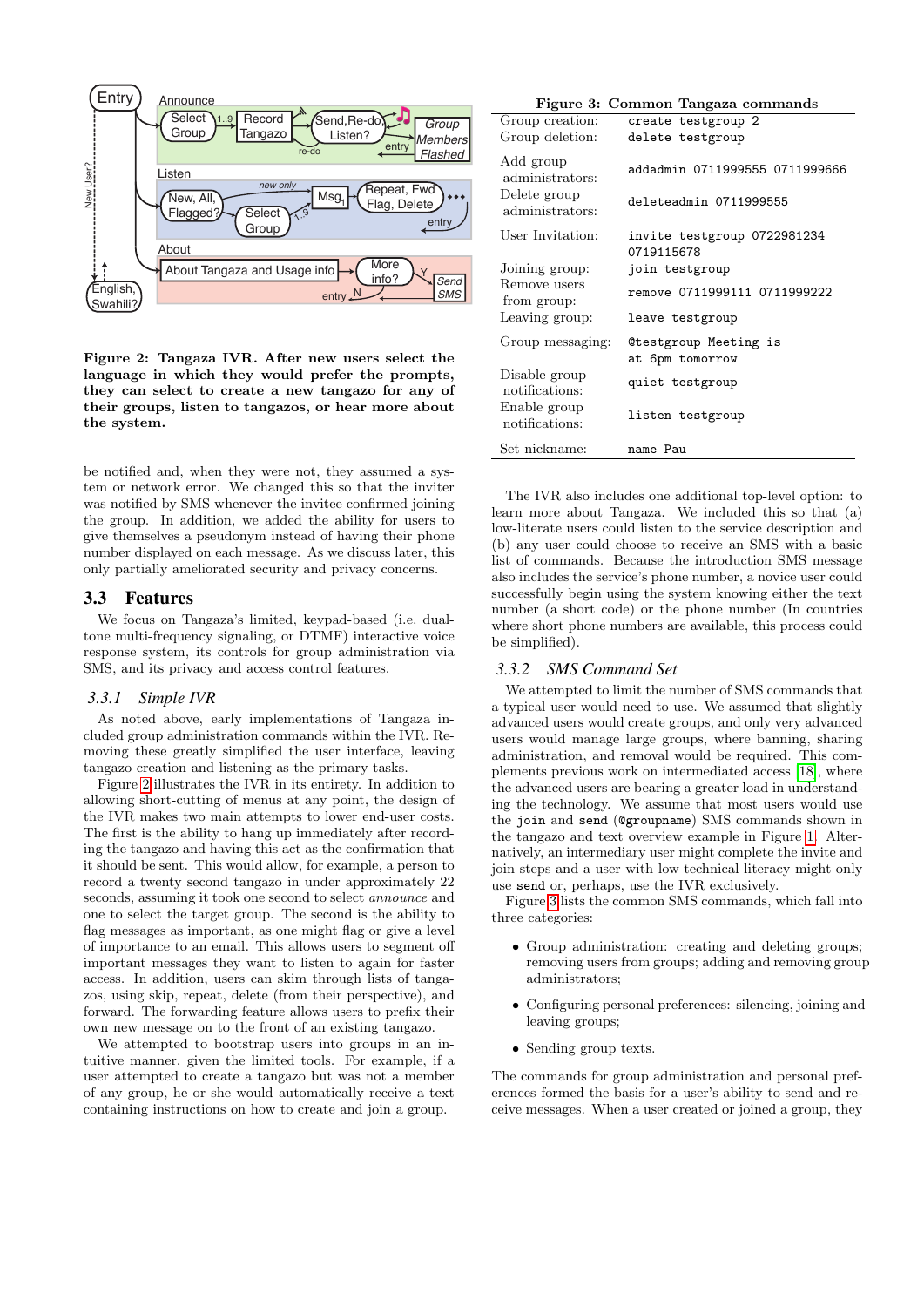Figure 2: Tangaza IVR. After new users select the language in which they would prefer the prompts, they can select to create a new tangazo for any of their groups, listen to tangazos, or hear more about the system.

be notified and, when they were not, they assumed a system or network error. We changed this so that the inviter was notified by SMS whenever the invitee confirmed joining the group. In addition, we added the ability for users to give themselves a pseudonym instead of having their phone number displayed on each message. As we discuss later, this only partially ameliorated security and privacy concerns.

## 3.3 Features

We focus on Tangaza's limited, keypad-based (i.e. dual-tone multi-frequency signaling, or DTMF) interactive voice response system, its controls for group administration via SMS, and its privacy and access control features.

### 3.3.1 Simple IVR

As noted above, early implementations of Tangaza included group administration commands within the IVR. Removing these greatly simplified the user interface, leaving tangazo creation and listening as the primary tasks.

Figure 2 illustrates the IVR in its entirety. In addition to allowing short-cutting of menus at any point, the design of the IVR makes two main attempts to lower end-user costs. The first is the ability to hang up immediately after recording the tangazo and having this act as the confirmation that it should be sent. This would allow, for example, a person to record a twenty second tangazo in under approximately 22 seconds, assuming it took one second to select *announce* and one to select the target group. The second is the ability to flag messages as important, as one might flag or give a level of importance to an email. This allows users to segment off important messages they want to listen to again for faster access. In addition, users can skim through lists of tangazos, using skip, repeat, delete (from their perspective), and forward. The forwarding feature allows users to prefix their own new message on to the front of an existing tangazo.

We attempted to bootstrap users into groups in an intuitive manner, given the limited tools. For example, if a user attempted to create a tangazo but was not a member of any group, he or she would automatically receive a text containing instructions on how to create and join a group.

**Figure 3: Common Tangaza commands**

| | |
|---|---|
| Group creation: | `create testgroup 2` |
| Group deletion: | `delete testgroup` |
| Add group administrators: | `addadmin 0711999555 0711999666` |
| Delete group administrators: | `deleteadmin 0711999555` |
| User Invitation: | `invite testgroup 0722981234 0719115678` |
| Joining group: | `join testgroup` |
| Remove users from group: | `remove 0711999111 0711999222` |
| Leaving group: | `leave testgroup` |
| Group messaging: | `@testgroup Meeting is at 6pm tomorrow` |
| Disable group notifications: | `quiet testgroup` |
| Enable group notifications: | `listen testgroup` |
| Set nickname: | `name Pau` |

The IVR also includes one additional top-level option: to learn more about Tangaza. We included this so that (a) low-literate users could listen to the service description and (b) any user could choose to receive an SMS with a basic list of commands. Because the introduction SMS message also includes the service's phone number, a novice user could successfully begin using the system knowing either the text number (a short code) or the phone number (In countries where short phone numbers are available, this process could be simplified).

### 3.3.2 SMS Command Set

We attempted to limit the number of SMS commands that a typical user would need to use. We assumed that slightly advanced users would create groups, and only very advanced users would manage large groups, where banning, sharing administration, and removal would be required. This complements previous work on intermediated access [18], where the advanced users are bearing a greater load in understanding the technology. We assume that most users would use the `join` and `send` (`@groupname`) SMS commands shown in the tangazo and text overview example in Figure 1. Alternatively, an intermediary user might complete the invite and join steps and a user with low technical literacy might only use `send` or, perhaps, use the IVR exclusively.

Figure 3 lists the common SMS commands, which fall into three categories:

- Group administration: creating and deleting groups; removing users from groups; adding and removing group administrators;
- Configuring personal preferences: silencing, joining and leaving groups;
- Sending group texts.

The commands for group administration and personal preferences formed the basis for a user's ability to send and receive messages. When a user created or joined a group, they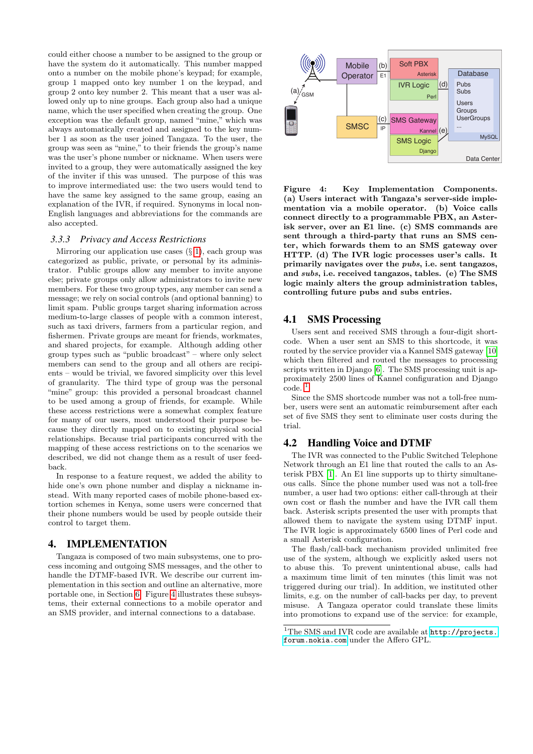could either choose a number to be assigned to the group or have the system do it automatically. This number mapped onto a number on the mobile phone's keypad; for example, group 1 mapped onto key number 1 on the keypad, and group 2 onto key number 2. This meant that a user was allowed only up to nine groups. Each group also had a unique name, which the user specified when creating the group. One exception was the default group, named "mine," which was always automatically created and assigned to the key number 1 as soon as the user joined Tangaza. To the user, the group was seen as "mine," to their friends the group's name was the user's phone number or nickname. When users were invited to a group, they were automatically assigned the key of the inviter if this was unused. The purpose of this was to improve intermediated use: the two users would tend to have the same key assigned to the same group, easing an explanation of the IVR, if required. Synonyms in local non-English languages and abbreviations for the commands are also accepted.

### 3.3.3 *Privacy and Access Restrictions*

Mirroring our application use cases (§ 1), each group was categorized as public, private, or personal by its administrator. Public groups allow any member to invite anyone else; private groups only allow administrators to invite new members. For these two group types, any member can send a message; we rely on social controls (and optional banning) to limit spam. Public groups target sharing information across medium-to-large classes of people with a common interest, such as taxi drivers, farmers from a particular region, and fishermen. Private groups are meant for friends, workmates, and shared projects, for example. Although adding other group types such as "public broadcast" – where only select members can send to the group and all others are recipients – would be trivial, we favored simplicity over this level of granularity. The third type of group was the personal "mine" group: this provided a personal broadcast channel to be used among a group of friends, for example. While these access restrictions were a somewhat complex feature for many of our users, most understood their purpose because they directly mapped on to existing physical social relationships. Because trial participants concurred with the mapping of these access restrictions on to the scenarios we described, we did not change them as a result of user feedback.

In response to a feature request, we added the ability to hide one's own phone number and display a nickname instead. With many reported cases of mobile phone-based extortion schemes in Kenya, some users were concerned that their phone numbers would be used by people outside their control to target them.

## 4. IMPLEMENTATION

Tangaza is composed of two main subsystems, one to process incoming and outgoing SMS messages, and the other to handle the DTMF-based IVR. We describe our current implementation in this section and outline an alternative, more portable one, in Section 6. Figure 4 illustrates these subsystems, their external connections to a mobile operator and an SMS provider, and internal connections to a database.

(a) GSM
Mobile Operator
(b) E1
Soft PBX
Asterisk
IVR Logic
Perl
(d)
Database
Pubs
Subs
Users
Groups
UserGroups
...
MySQL
SMSC
(c) IP
SMS Gateway
Kannel
(e)
SMS Logic
Django
Data Center

**Figure 4: Key Implementation Components. (a) Users interact with Tangaza's server-side implementation via a mobile operator. (b) Voice calls connect directly to a programmable PBX, an Asterisk server, over an E1 line. (c) SMS commands are sent through a third-party that runs an SMS center, which forwards them to an SMS gateway over HTTP. (d) The IVR logic processes user's calls. It primarily navigates over the *pubs*, i.e. sent tangazos, and *subs*, i.e. received tangazos, tables. (e) The SMS logic mainly alters the group administration tables, controlling future pubs and subs entries.**

## 4.1 SMS Processing

Users sent and received SMS through a four-digit shortcode. When a user sent an SMS to this shortcode, it was routed by the service provider via a Kannel SMS gateway [10] which then filtered and routed the messages to processing scripts written in Django [6]. The SMS processing unit is approximately 2500 lines of Kannel configuration and Django code. [1]

Since the SMS shortcode number was not a toll-free number, users were sent an automatic reimbursement after each set of five SMS they sent to eliminate user costs during the trial.

## 4.2 Handling Voice and DTMF

The IVR was connected to the Public Switched Telephone Network through an E1 line that routed the calls to an Asterisk PBX [1]. An E1 line supports up to thirty simultaneous calls. Since the phone number used was not a toll-free number, a user had two options: either call-through at their own cost or flash the number and have the IVR call them back. Asterisk scripts presented the user with prompts that allowed them to navigate the system using DTMF input. The IVR logic is approximately 6500 lines of Perl code and a small Asterisk configuration.

The flash/call-back mechanism provided unlimited free use of the system, although we explicitly asked users not to abuse this. To prevent unintentional abuse, calls had a maximum time limit of ten minutes (this limit was not triggered during our trial). In addition, we instituted other limits, e.g. on the number of call-backs per day, to prevent misuse. A Tangaza operator could translate these limits into promotions to expand use of the service: for example,

[1]The SMS and IVR code are available at http://projects.forum.nokia.com under the Affero GPL.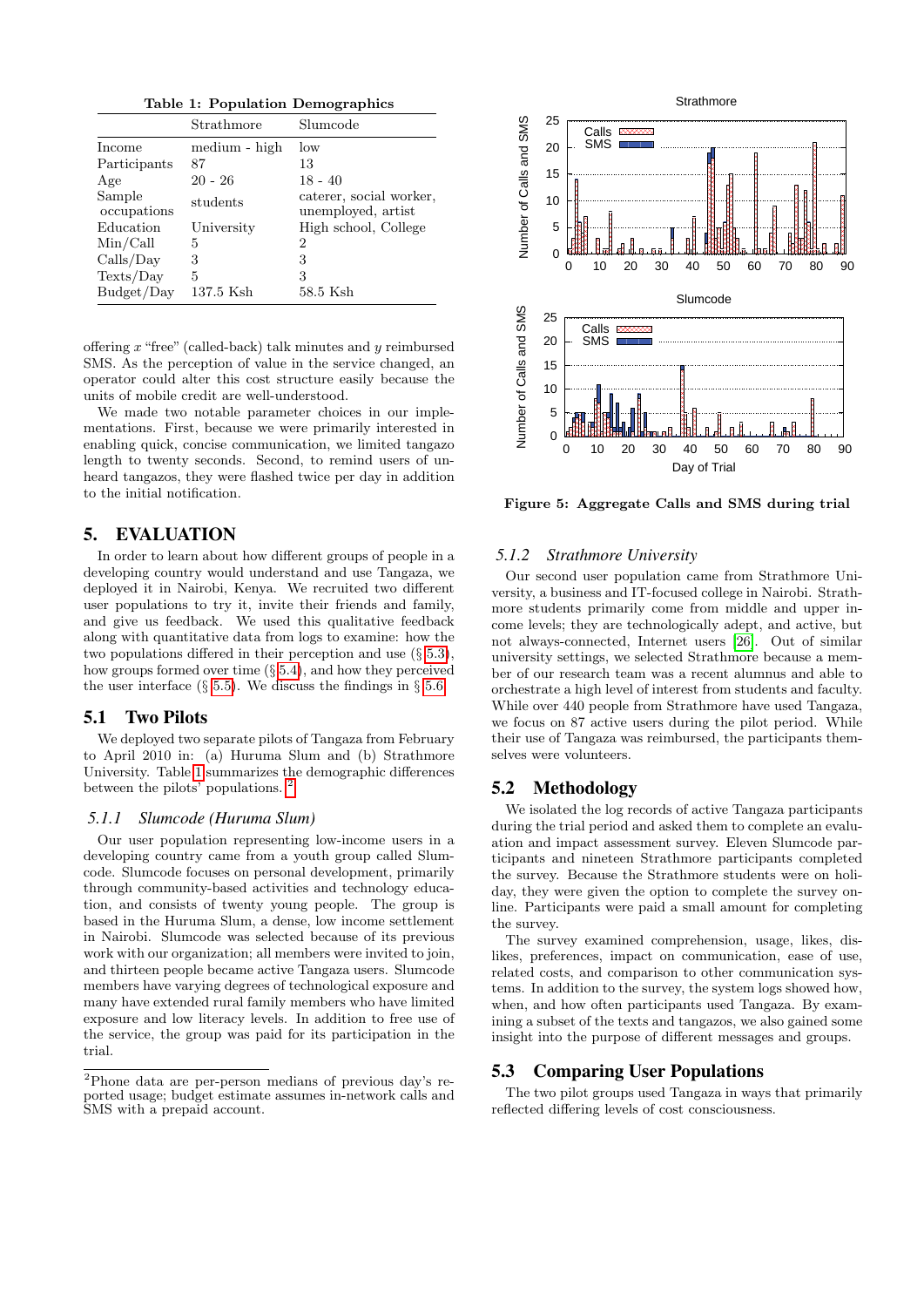**Table 1: Population Demographics**

| | Strathmore | Slumcode |
|---|---|---|
| Income | medium - high | low |
| Participants | 87 | 13 |
| Age | 20 - 26 | 18 - 40 |
| Sample occupations | students | caterer, social worker, unemployed, artist |
| Education | University | High school, College |
| Min/Call | 5 | 2 |
| Calls/Day | 3 | 3 |
| Texts/Day | 5 | 3 |
| Budget/Day | 137.5 Ksh | 58.5 Ksh |

offering $x$ "free" (called-back) talk minutes and $y$ reimbursed SMS. As the perception of value in the service changed, an operator could alter this cost structure easily because the units of mobile credit are well-understood.

We made two notable parameter choices in our implementations. First, because we were primarily interested in enabling quick, concise communication, we limited tangazo length to twenty seconds. Second, to remind users of unheard tangazos, they were flashed twice per day in addition to the initial notification.

# 5. EVALUATION

In order to learn about how different groups of people in a developing country would understand and use Tangaza, we deployed it in Nairobi, Kenya. We recruited two different user populations to try it, invite their friends and family, and give us feedback. We used this qualitative feedback along with quantitative data from logs to examine: how the two populations differed in their perception and use (§ 5.3), how groups formed over time (§ 5.4), and how they perceived the user interface (§ 5.5). We discuss the findings in § 5.6.

## 5.1 Two Pilots

We deployed two separate pilots of Tangaza from February to April 2010 in: (a) Huruma Slum and (b) Strathmore University. Table 1 summarizes the demographic differences between the pilots' populations. [2]

### 5.1.1 Slumcode (Huruma Slum)

Our user population representing low-income users in a developing country came from a youth group called Slumcode. Slumcode focuses on personal development, primarily through community-based activities and technology education, and consists of twenty young people. The group is based in the Huruma Slum, a dense, low income settlement in Nairobi. Slumcode was selected because of its previous work with our organization; all members were invited to join, and thirteen people became active Tangaza users. Slumcode members have varying degrees of technological exposure and many have extended rural family members who have limited exposure and low literacy levels. In addition to free use of the service, the group was paid for its participation in the trial.

[2] Phone data are per-person medians of previous day's reported usage; budget estimate assumes in-network calls and SMS with a prepaid account.

Figure 5: Aggregate Calls and SMS during trial

### 5.1.2 Strathmore University

Our second user population came from Strathmore University, a business and IT-focused college in Nairobi. Strathmore students primarily come from middle and upper income levels; they are technologically adept, and active, but not always-connected, Internet users [26]. Out of similar university settings, we selected Strathmore because a member of our research team was a recent alumnus and able to orchestrate a high level of interest from students and faculty. While over 440 people from Strathmore have used Tangaza, we focus on 87 active users during the pilot period. While their use of Tangaza was reimbursed, the participants themselves were volunteers.

## 5.2 Methodology

We isolated the log records of active Tangaza participants during the trial period and asked them to complete an evaluation and impact assessment survey. Eleven Slumcode participants and nineteen Strathmore participants completed the survey. Because the Strathmore students were on holiday, they were given the option to complete the survey online. Participants were paid a small amount for completing the survey.

The survey examined comprehension, usage, likes, dislikes, preferences, impact on communication, ease of use, related costs, and comparison to other communication systems. In addition to the survey, the system logs showed how, when, and how often participants used Tangaza. By examining a subset of the texts and tangazos, we also gained some insight into the purpose of different messages and groups.

## 5.3 Comparing User Populations

The two pilot groups used Tangaza in ways that primarily reflected differing levels of cost consciousness.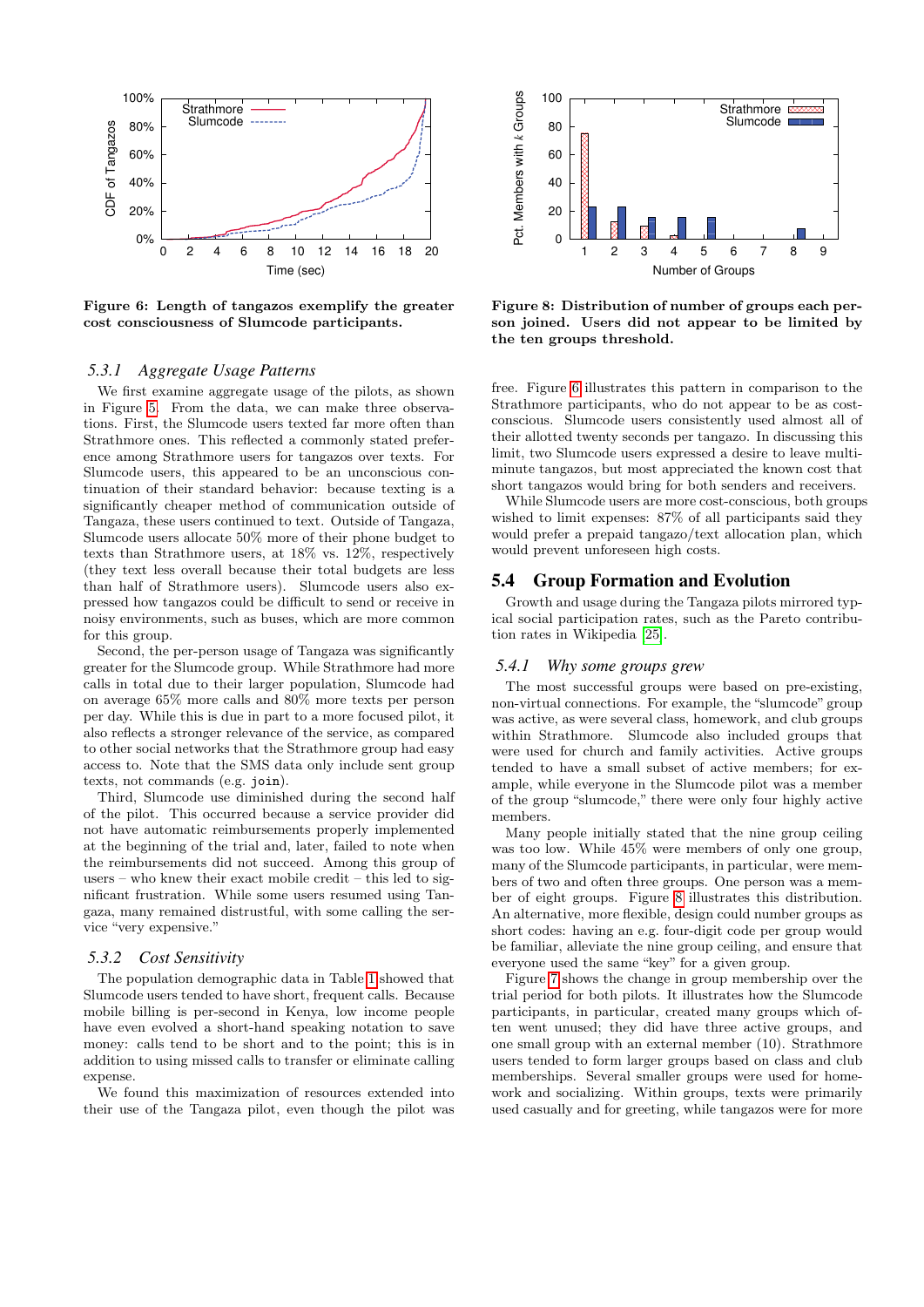Figure 6: Length of tangazos exemplify the greater cost consciousness of Slumcode participants.

Figure 8: Distribution of number of groups each person joined. Users did not appear to be limited by the ten groups threshold.

### 5.3.1 *Aggregate Usage Patterns*

We first examine aggregate usage of the pilots, as shown in Figure 5. From the data, we can make three observations. First, the Slumcode users texted far more often than Strathmore ones. This reflected a commonly stated preference among Strathmore users for tangazos over texts. For Slumcode users, this appeared to be an unconscious continuation of their standard behavior: because texting is a significantly cheaper method of communication outside of Tangaza, these users continued to text. Outside of Tangaza, Slumcode users allocate 50% more of their phone budget to texts than Strathmore users, at 18% vs. 12%, respectively (they text less overall because their total budgets are less than half of Strathmore users). Slumcode users also expressed how tangazos could be difficult to send or receive in noisy environments, such as buses, which are more common for this group.

Second, the per-person usage of Tangaza was significantly greater for the Slumcode group. While Strathmore had more calls in total due to their larger population, Slumcode had on average 65% more calls and 80% more texts per person per day. While this is due in part to a more focused pilot, it also reflects a stronger relevance of the service, as compared to other social networks that the Strathmore group had easy access to. Note that the SMS data only include sent group texts, not commands (e.g. `join`).

Third, Slumcode use diminished during the second half of the pilot. This occurred because a service provider did not have automatic reimbursements properly implemented at the beginning of the trial and, later, failed to note when the reimbursements did not succeed. Among this group of users – who knew their exact mobile credit – this led to significant frustration. While some users resumed using Tangaza, many remained distrustful, with some calling the service "very expensive."

### 5.3.2 *Cost Sensitivity*

The population demographic data in Table 1 showed that Slumcode users tended to have short, frequent calls. Because mobile billing is per-second in Kenya, low income people have even evolved a short-hand speaking notation to save money: calls tend to be short and to the point; this is in addition to using missed calls to transfer or eliminate calling expense.

We found this maximization of resources extended into their use of the Tangaza pilot, even though the pilot was free. Figure 6 illustrates this pattern in comparison to the Strathmore participants, who do not appear to be as cost-conscious. Slumcode users consistently used almost all of their allotted twenty seconds per tangazo. In discussing this limit, two Slumcode users expressed a desire to leave multi-minute tangazos, but most appreciated the known cost that short tangazos would bring for both senders and receivers.

While Slumcode users are more cost-conscious, both groups wished to limit expenses: 87% of all participants said they would prefer a prepaid tangazo/text allocation plan, which would prevent unforeseen high costs.

## 5.4 Group Formation and Evolution

Growth and usage during the Tangaza pilots mirrored typical social participation rates, such as the Pareto contribution rates in Wikipedia [25].

### 5.4.1 *Why some groups grew*

The most successful groups were based on pre-existing, non-virtual connections. For example, the "slumcode" group was active, as were several class, homework, and club groups within Strathmore. Slumcode also included groups that were used for church and family activities. Active groups tended to have a small subset of active members; for example, while everyone in the Slumcode pilot was a member of the group "slumcode," there were only four highly active members.

Many people initially stated that the nine group ceiling was too low. While 45% were members of only one group, many of the Slumcode participants, in particular, were members of two and often three groups. One person was a member of eight groups. Figure 8 illustrates this distribution. An alternative, more flexible, design could number groups as short codes: having an e.g. four-digit code per group would be familiar, alleviate the nine group ceiling, and ensure that everyone used the same "key" for a given group.

Figure 7 shows the change in group membership over the trial period for both pilots. It illustrates how the Slumcode participants, in particular, created many groups which often went unused; they did have three active groups, and one small group with an external member (10). Strathmore users tended to form larger groups based on class and club memberships. Several smaller groups were used for homework and socializing. Within groups, texts were primarily used casually and for greeting, while tangazos were for more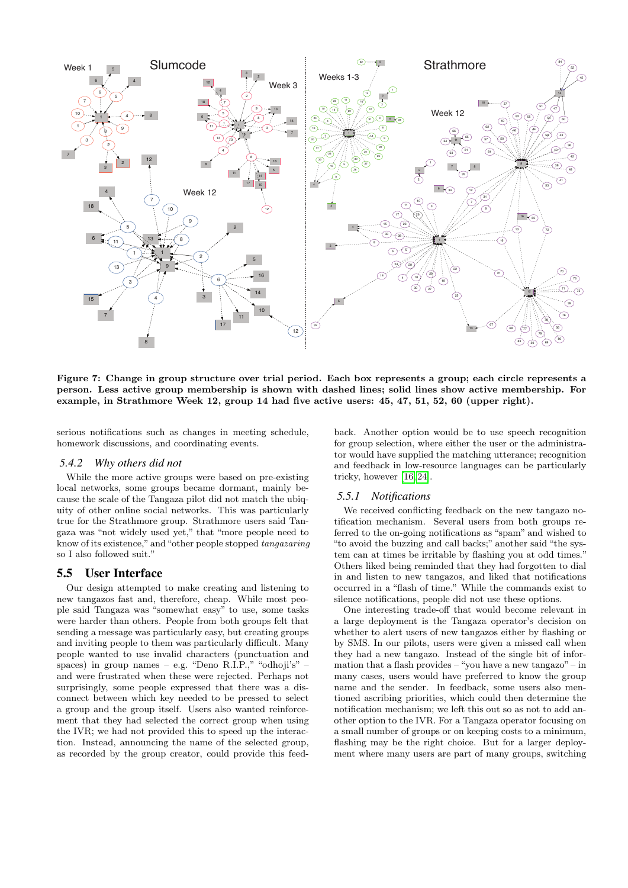Week 1

Slumcode

Week 3

Week 12

Weeks 1-3

Strathmore

Week 12

**Figure 7: Change in group structure over trial period. Each box represents a group; each circle represents a person. Less active group membership is shown with dashed lines; solid lines show active membership. For example, in Strathmore Week 12, group 14 had five active users: 45, 47, 51, 52, 60 (upper right).**

serious notifications such as changes in meeting schedule, homework discussions, and coordinating events.

### 5.4.2 *Why others did not*

While the more active groups were based on pre-existing local networks, some groups became dormant, mainly because the scale of the Tangaza pilot did not match the ubiquity of other online social networks. This was particularly true for the Strathmore group. Strathmore users said Tangaza was "not widely used yet," that "more people need to know of its existence," and "other people stopped *tangazaring* so I also followed suit."

## 5.5 User Interface

Our design attempted to make creating and listening to new tangazos fast and, therefore, cheap. While most people said Tangaza was "somewhat easy" to use, some tasks were harder than others. People from both groups felt that sending a message was particularly easy, but creating groups and inviting people to them was particularly difficult. Many people wanted to use invalid characters (punctuation and spaces) in group names – e.g. "Deno R.I.P.," "odhoji's" – and were frustrated when these were rejected. Perhaps not surprisingly, some people expressed that there was a disconnect between which key needed to be pressed to select a group and the group itself. Users also wanted reinforcement that they had selected the correct group when using the IVR; we had not provided this to speed up the interaction. Instead, announcing the name of the selected group, as recorded by the group creator, could provide this feedback. Another option would be to use speech recognition for group selection, where either the user or the administrator would have supplied the matching utterance; recognition and feedback in low-resource languages can be particularly tricky, however [16][24].

### 5.5.1 *Notifications*

We received conflicting feedback on the new tangazo notification mechanism. Several users from both groups referred to the on-going notifications as "spam" and wished to "to avoid the buzzing and call backs;" another said "the system can at times be irritable by flashing you at odd times." Others liked being reminded that they had forgotten to dial in and listen to new tangazos, and liked that notifications occurred in a "flash of time." While the commands exist to silence notifications, people did not use these options.

One interesting trade-off that would become relevant in a large deployment is the Tangaza operator's decision on whether to alert users of new tangazos either by flashing or by SMS. In our pilots, users were given a missed call when they had a new tangazo. Instead of the single bit of information that a flash provides – "you have a new tangazo" – in many cases, users would have preferred to know the group name and the sender. In feedback, some users also mentioned ascribing priorities, which could then determine the notification mechanism; we left this out so as not to add another option to the IVR. For a Tangaza operator focusing on a small number of groups or on keeping costs to a minimum, flashing may be the right choice. But for a larger deployment where many users are part of many groups, switching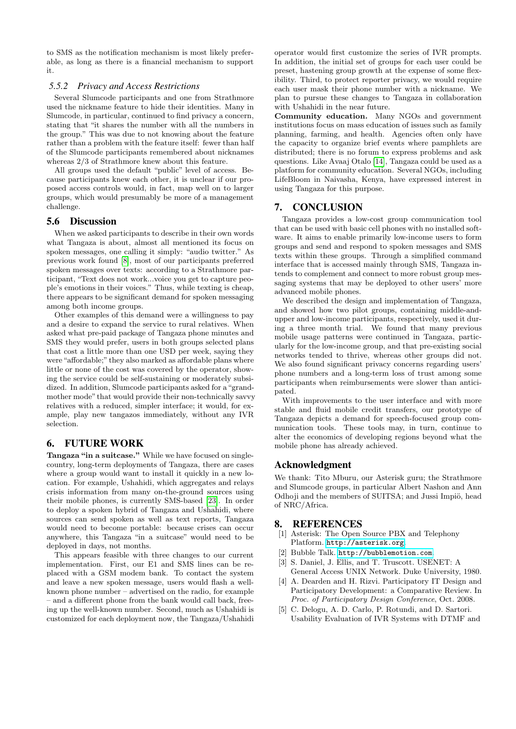to SMS as the notification mechanism is most likely preferable, as long as there is a financial mechanism to support it.

### 5.5.2 *Privacy and Access Restrictions*

Several Slumcode participants and one from Strathmore used the nickname feature to hide their identities. Many in Slumcode, in particular, continued to find privacy a concern, stating that "it shares the number with all the numbers in the group." This was due to not knowing about the feature rather than a problem with the feature itself: fewer than half of the Slumcode participants remembered about nicknames whereas 2/3 of Strathmore knew about this feature.

All groups used the default "public" level of access. Because participants knew each other, it is unclear if our proposed access controls would, in fact, map well on to larger groups, which would presumably be more of a management challenge.

## 5.6 Discussion

When we asked participants to describe in their own words what Tangaza is about, almost all mentioned its focus on spoken messages, one calling it simply: "audio twitter." As previous work found [8], most of our participants preferred spoken messages over texts: according to a Strathmore participant, "Text does not work...voice you get to capture people's emotions in their voices." Thus, while texting is cheap, there appears to be significant demand for spoken messaging among both income groups.

Other examples of this demand were a willingness to pay and a desire to expand the service to rural relatives. When asked what pre-paid package of Tangaza phone minutes and SMS they would prefer, users in both groups selected plans that cost a little more than one USD per week, saying they were "affordable;" they also marked as affordable plans where little or none of the cost was covered by the operator, showing the service could be self-sustaining or moderately subsidized. In addition, Slumcode participants asked for a "grandmother mode" that would provide their non-technically savvy relatives with a reduced, simpler interface; it would, for example, play new tangazos immediately, without any IVR selection.

# 6. FUTURE WORK

**Tangaza "in a suitcase."** While we have focused on single-country, long-term deployments of Tangaza, there are cases where a group would want to install it quickly in a new location. For example, Ushahidi, which aggregates and relays crisis information from many on-the-ground sources using their mobile phones, is currently SMS-based [23]. In order to deploy a spoken hybrid of Tangaza and Ushahidi, where sources can send spoken as well as text reports, Tangaza would need to become portable: because crises can occur anywhere, this Tangaza "in a suitcase" would need to be deployed in days, not months.

This appears feasible with three changes to our current implementation. First, our E1 and SMS lines can be replaced with a GSM modem bank. To contact the system and leave a new spoken message, users would flash a well-known phone number – advertised on the radio, for example – and a different phone from the bank would call back, freeing up the well-known number. Second, much as Ushahidi is customized for each deployment now, the Tangaza/Ushahidi operator would first customize the series of IVR prompts. In addition, the initial set of groups for each user could be preset, hastening group growth at the expense of some flexibility. Third, to protect reporter privacy, we would require each user mask their phone number with a nickname. We plan to pursue these changes to Tangaza in collaboration with Ushahidi in the near future.

**Community education.** Many NGOs and government institutions focus on mass education of issues such as family planning, farming, and health. Agencies often only have the capacity to organize brief events where pamphlets are distributed; there is no forum to express problems and ask questions. Like Avaaj Otalo [14], Tangaza could be used as a platform for community education. Several NGOs, including LifeBloom in Naivasha, Kenya, have expressed interest in using Tangaza for this purpose.

# 7. CONCLUSION

Tangaza provides a low-cost group communication tool that can be used with basic cell phones with no installed software. It aims to enable primarily low-income users to form groups and send and respond to spoken messages and SMS texts within these groups. Through a simplified command interface that is accessed mainly through SMS, Tangaza intends to complement and connect to more robust group messaging systems that may be deployed to other users' more advanced mobile phones.

We described the design and implementation of Tangaza, and showed how two pilot groups, containing middle-and-upper and low-income participants, respectively, used it during a three month trial. We found that many previous mobile usage patterns were continued in Tangaza, particularly for the low-income group, and that pre-existing social networks tended to thrive, whereas other groups did not. We also found significant privacy concerns regarding users' phone numbers and a long-term loss of trust among some participants when reimbursements were slower than anticipated.

With improvements to the user interface and with more stable and fluid mobile credit transfers, our prototype of Tangaza depicts a demand for speech-focused group communication tools. These tools may, in turn, continue to alter the economics of developing regions beyond what the mobile phone has already achieved.

## Acknowledgment

We thank: Tito Mburu, our Asterisk guru; the Strathmore and Slumcode groups, in particular Albert Nashon and Ann Odhoji and the members of SUITSA; and Jussi Impiö, head of NRC/Africa.

# 8. REFERENCES

[1] Asterisk: The Open Source PBX and Telephony Platform. http://asterisk.org.

[2] Bubble Talk. http://bubblemotion.com.

[3] S. Daniel, J. Ellis, and T. Truscott. USENET: A General Access UNIX Network. Duke University, 1980.

[4] A. Dearden and H. Rizvi. Participatory IT Design and Participatory Development: a Comparative Review. In *Proc. of Participatory Design Conference*, Oct. 2008.

[5] C. Delogu, A. D. Carlo, P. Rotundi, and D. Sartori. Usability Evaluation of IVR Systems with DTMF and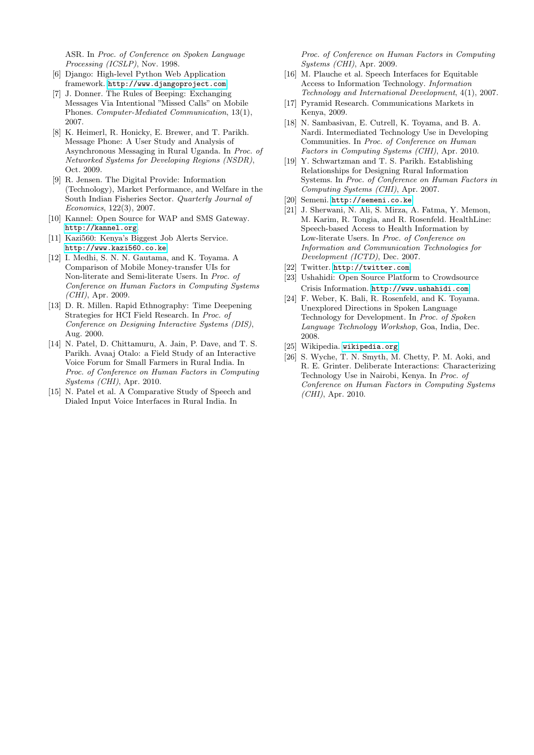ASR. In *Proc. of Conference on Spoken Language Processing (ICSLP)*, Nov. 1998.

[6] Django: High-level Python Web Application framework. http://www.djangoproject.com

[7] J. Donner. The Rules of Beeping: Exchanging Messages Via Intentional "Missed Calls" on Mobile Phones. *Computer-Mediated Communication*, 13(1), 2007.

[8] K. Heimerl, R. Honicky, E. Brewer, and T. Parikh. Message Phone: A User Study and Analysis of Asynchronous Messaging in Rural Uganda. In *Proc. of Networked Systems for Developing Regions (NSDR)*, Oct. 2009.

[9] R. Jensen. The Digital Provide: Information (Technology), Market Performance, and Welfare in the South Indian Fisheries Sector. *Quarterly Journal of Economics*, 122(3), 2007.

[10] Kannel: Open Source for WAP and SMS Gateway. http://kannel.org

[11] Kazi560: Kenya's Biggest Job Alerts Service. http://www.kazi560.co.ke

[12] I. Medhi, S. N. N. Gautama, and K. Toyama. A Comparison of Mobile Money-transfer UIs for Non-literate and Semi-literate Users. In *Proc. of Conference on Human Factors in Computing Systems (CHI)*, Apr. 2009.

[13] D. R. Millen. Rapid Ethnography: Time Deepening Strategies for HCI Field Research. In *Proc. of Conference on Designing Interactive Systems (DIS)*, Aug. 2000.

[14] N. Patel, D. Chittamuru, A. Jain, P. Dave, and T. S. Parikh. Avaaj Otalo: a Field Study of an Interactive Voice Forum for Small Farmers in Rural India. In *Proc. of Conference on Human Factors in Computing Systems (CHI)*, Apr. 2010.

[15] N. Patel et al. A Comparative Study of Speech and Dialed Input Voice Interfaces in Rural India. In *Proc. of Conference on Human Factors in Computing Systems (CHI)*, Apr. 2009.

[16] M. Plauche et al. Speech Interfaces for Equitable Access to Information Technology. *Information Technology and International Development*, 4(1), 2007.

[17] Pyramid Research. Communications Markets in Kenya, 2009.

[18] N. Sambasivan, E. Cutrell, K. Toyama, and B. A. Nardi. Intermediated Technology Use in Developing Communities. In *Proc. of Conference on Human Factors in Computing Systems (CHI)*, Apr. 2010.

[19] Y. Schwartzman and T. S. Parikh. Establishing Relationships for Designing Rural Information Systems. In *Proc. of Conference on Human Factors in Computing Systems (CHI)*, Apr. 2007.

[20] Semeni. http://semeni.co.ke

[21] J. Sherwani, N. Ali, S. Mirza, A. Fatma, Y. Memon, M. Karim, R. Tongia, and R. Rosenfeld. HealthLine: Speech-based Access to Health Information by Low-literate Users. In *Proc. of Conference on Information and Communication Technologies for Development (ICTD)*, Dec. 2007.

[22] Twitter. http://twitter.com

[23] Ushahidi: Open Source Platform to Crowdsource Crisis Information. http://www.ushahidi.com

[24] F. Weber, K. Bali, R. Rosenfeld, and K. Toyama. Unexplored Directions in Spoken Language Technology for Development. In *Proc. of Spoken Language Technology Workshop*, Goa, India, Dec. 2008.

[25] Wikipedia. wikipedia.org

[26] S. Wyche, T. N. Smyth, M. Chetty, P. M. Aoki, and R. E. Grinter. Deliberate Interactions: Characterizing Technology Use in Nairobi, Kenya. In *Proc. of Conference on Human Factors in Computing Systems (CHI)*, Apr. 2010.